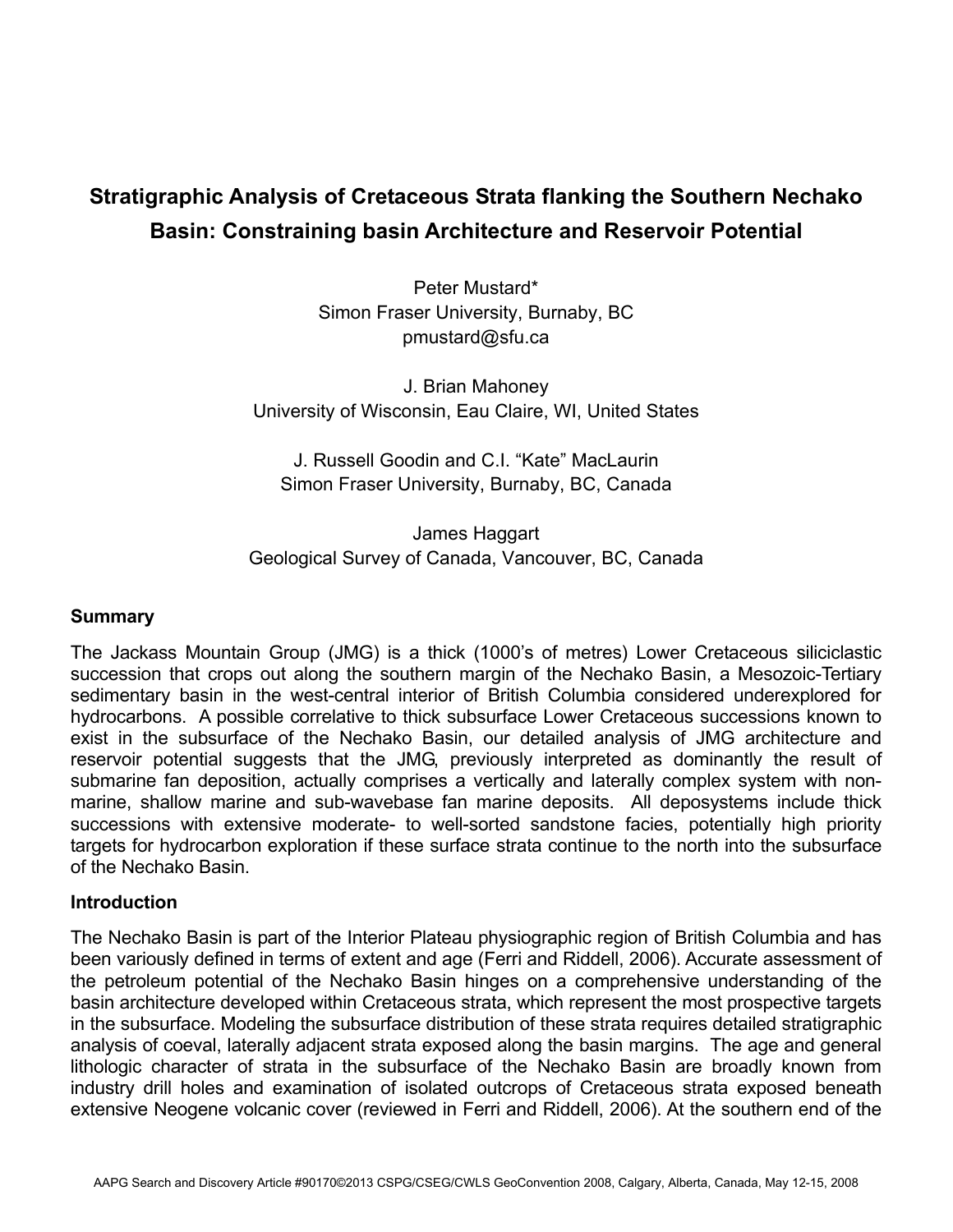# Stratigraphic Analysis of Cretaceous Strata flanking the Southern Nechako Basin: Constraining basin Architecture and Reservoir Potential

Peter Mustard*
Simon Fraser University, Burnaby, BC
pmustard@sfu.ca

J. Brian Mahoney
University of Wisconsin, Eau Claire, WI, United States

J. Russell Goodin and C.I. "Kate" MacLaurin
Simon Fraser University, Burnaby, BC, Canada

James Haggart
Geological Survey of Canada, Vancouver, BC, Canada

## Summary

The Jackass Mountain Group (JMG) is a thick (1000's of metres) Lower Cretaceous siliciclastic succession that crops out along the southern margin of the Nechako Basin, a Mesozoic-Tertiary sedimentary basin in the west-central interior of British Columbia considered underexplored for hydrocarbons. A possible correlative to thick subsurface Lower Cretaceous successions known to exist in the subsurface of the Nechako Basin, our detailed analysis of JMG architecture and reservoir potential suggests that the JMG, previously interpreted as dominantly the result of submarine fan deposition, actually comprises a vertically and laterally complex system with non-marine, shallow marine and sub-wavebase fan marine deposits. All deposystems include thick successions with extensive moderate- to well-sorted sandstone facies, potentially high priority targets for hydrocarbon exploration if these surface strata continue to the north into the subsurface of the Nechako Basin.

## Introduction

The Nechako Basin is part of the Interior Plateau physiographic region of British Columbia and has been variously defined in terms of extent and age (Ferri and Riddell, 2006). Accurate assessment of the petroleum potential of the Nechako Basin hinges on a comprehensive understanding of the basin architecture developed within Cretaceous strata, which represent the most prospective targets in the subsurface. Modeling the subsurface distribution of these strata requires detailed stratigraphic analysis of coeval, laterally adjacent strata exposed along the basin margins. The age and general lithologic character of strata in the subsurface of the Nechako Basin are broadly known from industry drill holes and examination of isolated outcrops of Cretaceous strata exposed beneath extensive Neogene volcanic cover (reviewed in Ferri and Riddell, 2006). At the southern end of the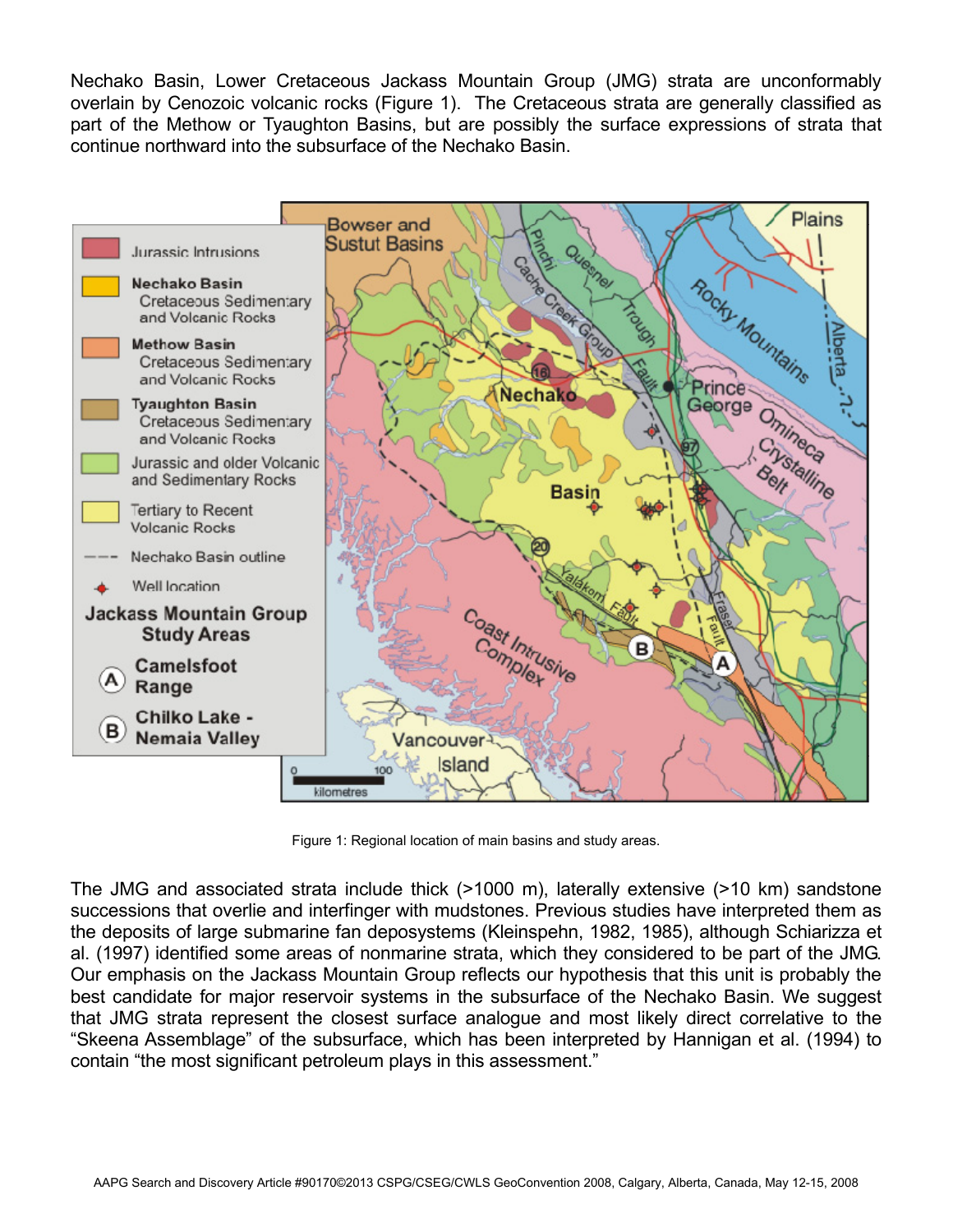Nechako Basin, Lower Cretaceous Jackass Mountain Group (JMG) strata are unconformably overlain by Cenozoic volcanic rocks (Figure 1). The Cretaceous strata are generally classified as part of the Methow or Tyaughton Basins, but are possibly the surface expressions of strata that continue northward into the subsurface of the Nechako Basin.

Figure 1: Regional location of main basins and study areas.

The JMG and associated strata include thick (>1000 m), laterally extensive (>10 km) sandstone successions that overlie and interfinger with mudstones. Previous studies have interpreted them as the deposits of large submarine fan deposystems (Kleinspehn, 1982, 1985), although Schiarizza et al. (1997) identified some areas of nonmarine strata, which they considered to be part of the JMG. Our emphasis on the Jackass Mountain Group reflects our hypothesis that this unit is probably the best candidate for major reservoir systems in the subsurface of the Nechako Basin. We suggest that JMG strata represent the closest surface analogue and most likely direct correlative to the "Skeena Assemblage" of the subsurface, which has been interpreted by Hannigan et al. (1994) to contain "the most significant petroleum plays in this assessment."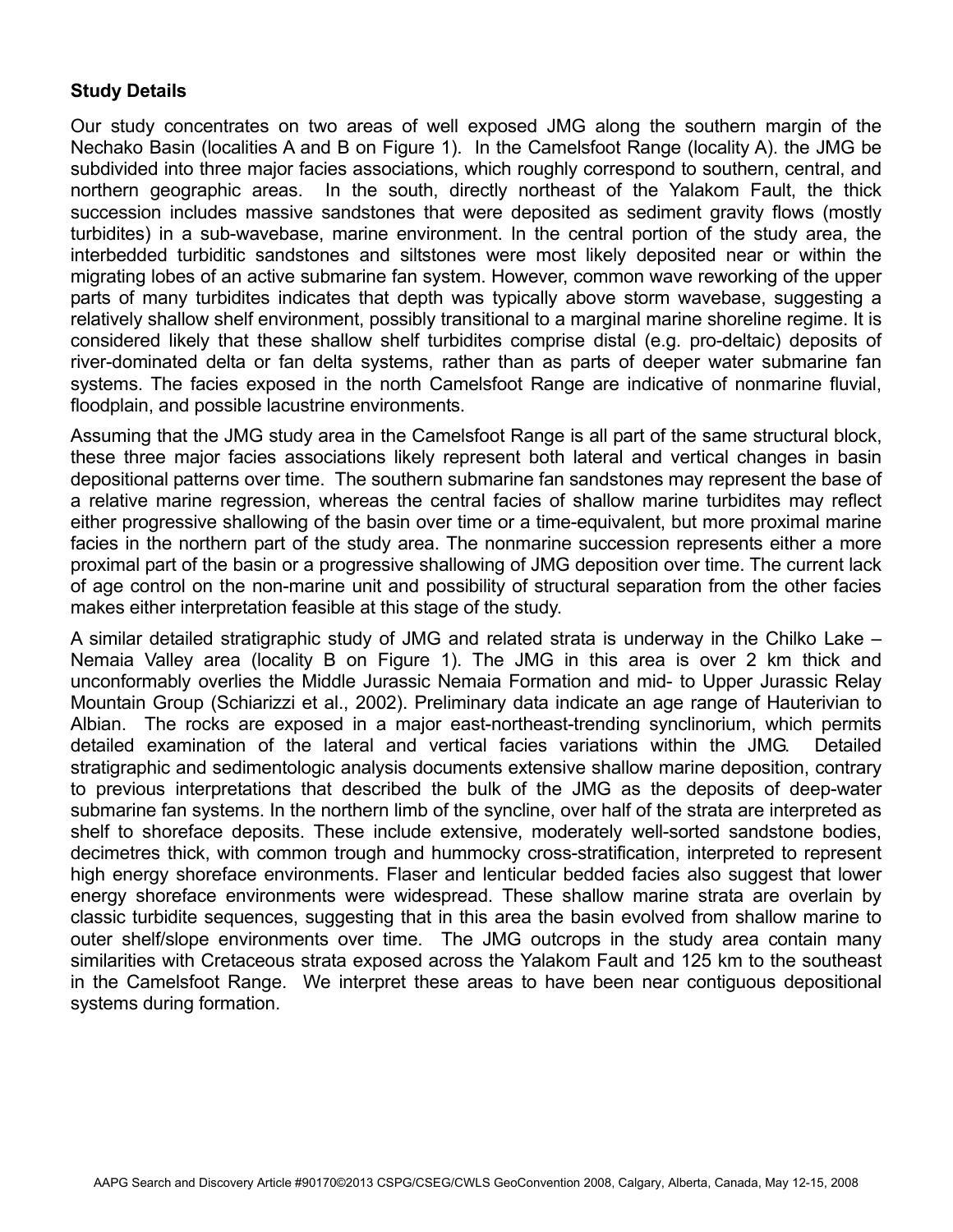**Study Details**

Our study concentrates on two areas of well exposed JMG along the southern margin of the Nechako Basin (localities A and B on Figure 1). In the Camelsfoot Range (locality A). the JMG be subdivided into three major facies associations, which roughly correspond to southern, central, and northern geographic areas. In the south, directly northeast of the Yalakom Fault, the thick succession includes massive sandstones that were deposited as sediment gravity flows (mostly turbidites) in a sub-wavebase, marine environment. In the central portion of the study area, the interbedded turbiditic sandstones and siltstones were most likely deposited near or within the migrating lobes of an active submarine fan system. However, common wave reworking of the upper parts of many turbidites indicates that depth was typically above storm wavebase, suggesting a relatively shallow shelf environment, possibly transitional to a marginal marine shoreline regime. It is considered likely that these shallow shelf turbidites comprise distal (e.g. pro-deltaic) deposits of river-dominated delta or fan delta systems, rather than as parts of deeper water submarine fan systems. The facies exposed in the north Camelsfoot Range are indicative of nonmarine fluvial, floodplain, and possible lacustrine environments.

Assuming that the JMG study area in the Camelsfoot Range is all part of the same structural block, these three major facies associations likely represent both lateral and vertical changes in basin depositional patterns over time. The southern submarine fan sandstones may represent the base of a relative marine regression, whereas the central facies of shallow marine turbidites may reflect either progressive shallowing of the basin over time or a time-equivalent, but more proximal marine facies in the northern part of the study area. The nonmarine succession represents either a more proximal part of the basin or a progressive shallowing of JMG deposition over time. The current lack of age control on the non-marine unit and possibility of structural separation from the other facies makes either interpretation feasible at this stage of the study.

A similar detailed stratigraphic study of JMG and related strata is underway in the Chilko Lake – Nemaia Valley area (locality B on Figure 1). The JMG in this area is over 2 km thick and unconformably overlies the Middle Jurassic Nemaia Formation and mid- to Upper Jurassic Relay Mountain Group (Schiarizzi et al., 2002). Preliminary data indicate an age range of Hauterivian to Albian. The rocks are exposed in a major east-northeast-trending synclinorium, which permits detailed examination of the lateral and vertical facies variations within the JMG. Detailed stratigraphic and sedimentologic analysis documents extensive shallow marine deposition, contrary to previous interpretations that described the bulk of the JMG as the deposits of deep-water submarine fan systems. In the northern limb of the syncline, over half of the strata are interpreted as shelf to shoreface deposits. These include extensive, moderately well-sorted sandstone bodies, decimetres thick, with common trough and hummocky cross-stratification, interpreted to represent high energy shoreface environments. Flaser and lenticular bedded facies also suggest that lower energy shoreface environments were widespread. These shallow marine strata are overlain by classic turbidite sequences, suggesting that in this area the basin evolved from shallow marine to outer shelf/slope environments over time. The JMG outcrops in the study area contain many similarities with Cretaceous strata exposed across the Yalakom Fault and 125 km to the southeast in the Camelsfoot Range. We interpret these areas to have been near contiguous depositional systems during formation.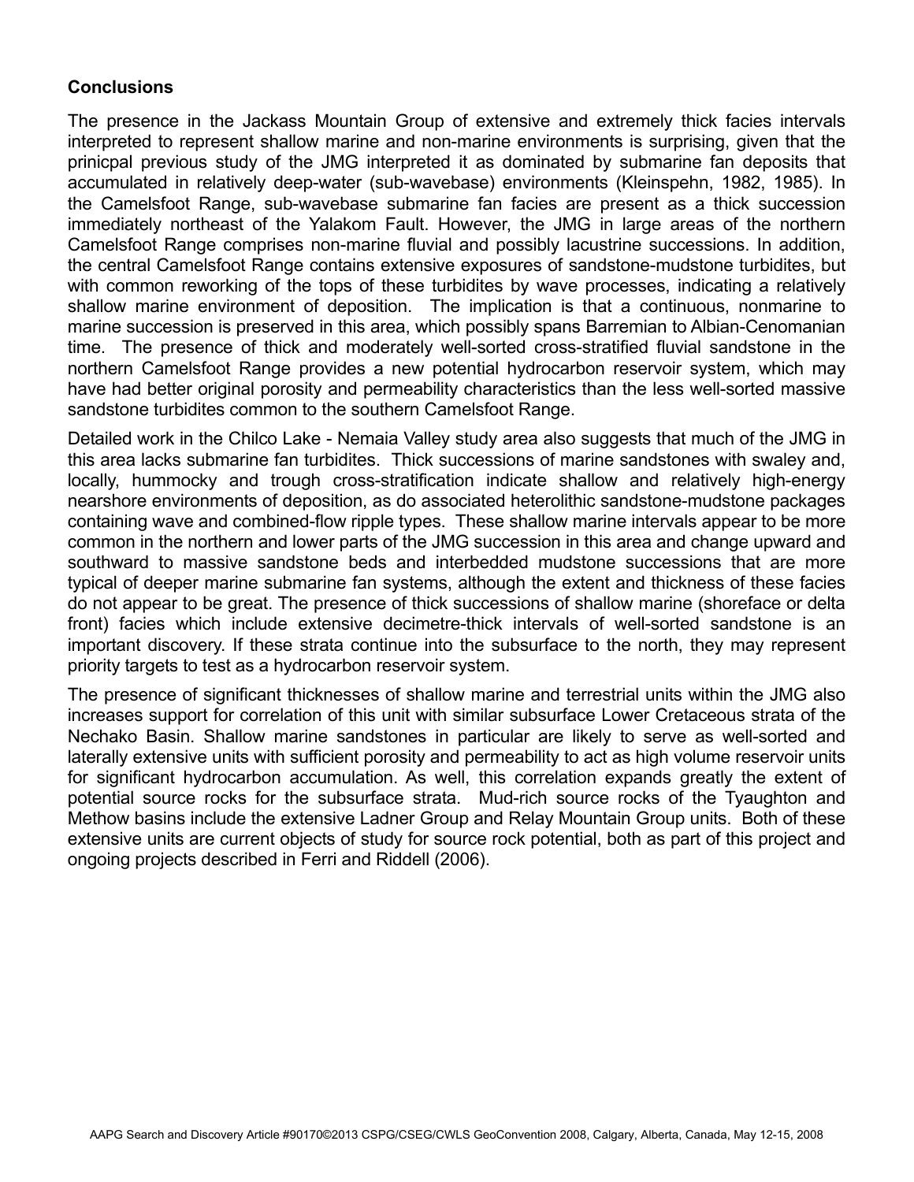**Conclusions**

The presence in the Jackass Mountain Group of extensive and extremely thick facies intervals interpreted to represent shallow marine and non-marine environments is surprising, given that the prinicpal previous study of the JMG interpreted it as dominated by submarine fan deposits that accumulated in relatively deep-water (sub-wavebase) environments (Kleinspehn, 1982, 1985). In the Camelsfoot Range, sub-wavebase submarine fan facies are present as a thick succession immediately northeast of the Yalakom Fault. However, the JMG in large areas of the northern Camelsfoot Range comprises non-marine fluvial and possibly lacustrine successions. In addition, the central Camelsfoot Range contains extensive exposures of sandstone-mudstone turbidites, but with common reworking of the tops of these turbidites by wave processes, indicating a relatively shallow marine environment of deposition. The implication is that a continuous, nonmarine to marine succession is preserved in this area, which possibly spans Barremian to Albian-Cenomanian time. The presence of thick and moderately well-sorted cross-stratified fluvial sandstone in the northern Camelsfoot Range provides a new potential hydrocarbon reservoir system, which may have had better original porosity and permeability characteristics than the less well-sorted massive sandstone turbidites common to the southern Camelsfoot Range.

Detailed work in the Chilco Lake - Nemaia Valley study area also suggests that much of the JMG in this area lacks submarine fan turbidites. Thick successions of marine sandstones with swaley and, locally, hummocky and trough cross-stratification indicate shallow and relatively high-energy nearshore environments of deposition, as do associated heterolithic sandstone-mudstone packages containing wave and combined-flow ripple types. These shallow marine intervals appear to be more common in the northern and lower parts of the JMG succession in this area and change upward and southward to massive sandstone beds and interbedded mudstone successions that are more typical of deeper marine submarine fan systems, although the extent and thickness of these facies do not appear to be great. The presence of thick successions of shallow marine (shoreface or delta front) facies which include extensive decimetre-thick intervals of well-sorted sandstone is an important discovery. If these strata continue into the subsurface to the north, they may represent priority targets to test as a hydrocarbon reservoir system.

The presence of significant thicknesses of shallow marine and terrestrial units within the JMG also increases support for correlation of this unit with similar subsurface Lower Cretaceous strata of the Nechako Basin. Shallow marine sandstones in particular are likely to serve as well-sorted and laterally extensive units with sufficient porosity and permeability to act as high volume reservoir units for significant hydrocarbon accumulation. As well, this correlation expands greatly the extent of potential source rocks for the subsurface strata. Mud-rich source rocks of the Tyaughton and Methow basins include the extensive Ladner Group and Relay Mountain Group units. Both of these extensive units are current objects of study for source rock potential, both as part of this project and ongoing projects described in Ferri and Riddell (2006).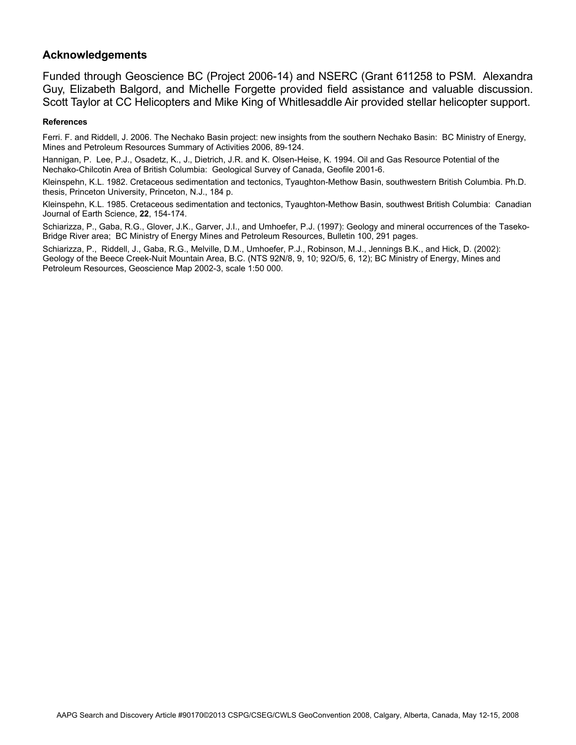## Acknowledgements

Funded through Geoscience BC (Project 2006-14) and NSERC (Grant 611258 to PSM. Alexandra Guy, Elizabeth Balgord, and Michelle Forgette provided field assistance and valuable discussion. Scott Taylor at CC Helicopters and Mike King of Whitlesaddle Air provided stellar helicopter support.

### References

Ferri. F. and Riddell, J. 2006. The Nechako Basin project: new insights from the southern Nechako Basin: BC Ministry of Energy, Mines and Petroleum Resources Summary of Activities 2006, 89-124.

Hannigan, P. Lee, P.J., Osadetz, K., J., Dietrich, J.R. and K. Olsen-Heise, K. 1994. Oil and Gas Resource Potential of the Nechako-Chilcotin Area of British Columbia: Geological Survey of Canada, Geofile 2001-6.

Kleinspehn, K.L. 1982. Cretaceous sedimentation and tectonics, Tyaughton-Methow Basin, southwestern British Columbia. Ph.D. thesis, Princeton University, Princeton, N.J., 184 p.

Kleinspehn, K.L. 1985. Cretaceous sedimentation and tectonics, Tyaughton-Methow Basin, southwest British Columbia: Canadian Journal of Earth Science, **22**, 154-174.

Schiarizza, P., Gaba, R.G., Glover, J.K., Garver, J.I., and Umhoefer, P.J. (1997): Geology and mineral occurrences of the Taseko-Bridge River area; BC Ministry of Energy Mines and Petroleum Resources, Bulletin 100, 291 pages.

Schiarizza, P., Riddell, J., Gaba, R.G., Melville, D.M., Umhoefer, P.J., Robinson, M.J., Jennings B.K., and Hick, D. (2002): Geology of the Beece Creek-Nuit Mountain Area, B.C. (NTS 92N/8, 9, 10; 92O/5, 6, 12); BC Ministry of Energy, Mines and Petroleum Resources, Geoscience Map 2002-3, scale 1:50 000.